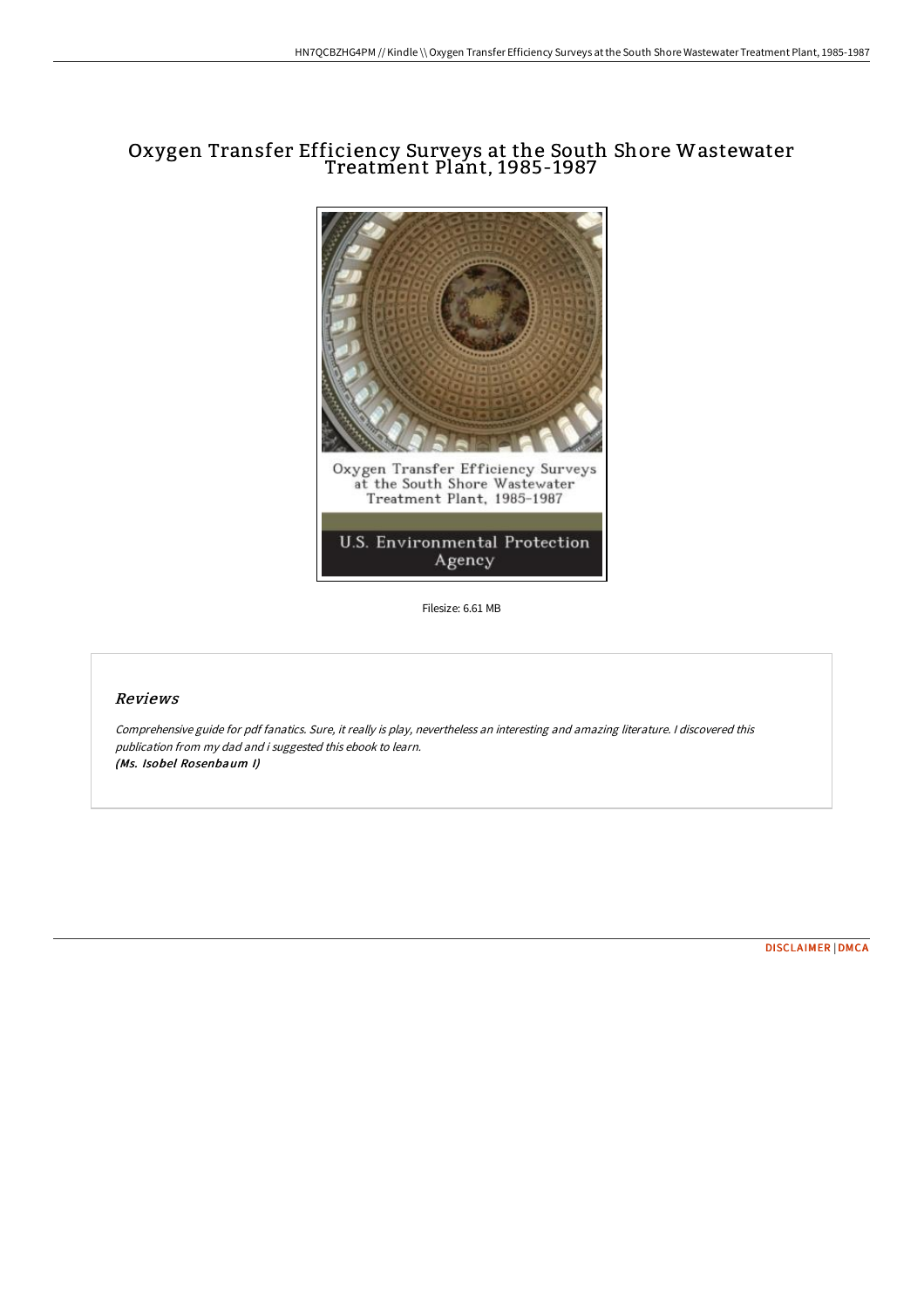# Oxygen Transfer Efficiency Surveys at the South Shore Wastewater Treatment Plant, 1985-1987

Filesize: 6.61 MB

## *Reviews*

*Comprehensive guide for pdf fanatics. Sure, it really is play, nevertheless an interesting and amazing literature. I discovered this publication from my dad and i suggested this ebook to learn.*
***(Ms. Isobel Rosenbaum I)***

DISCLAIMER | DMCA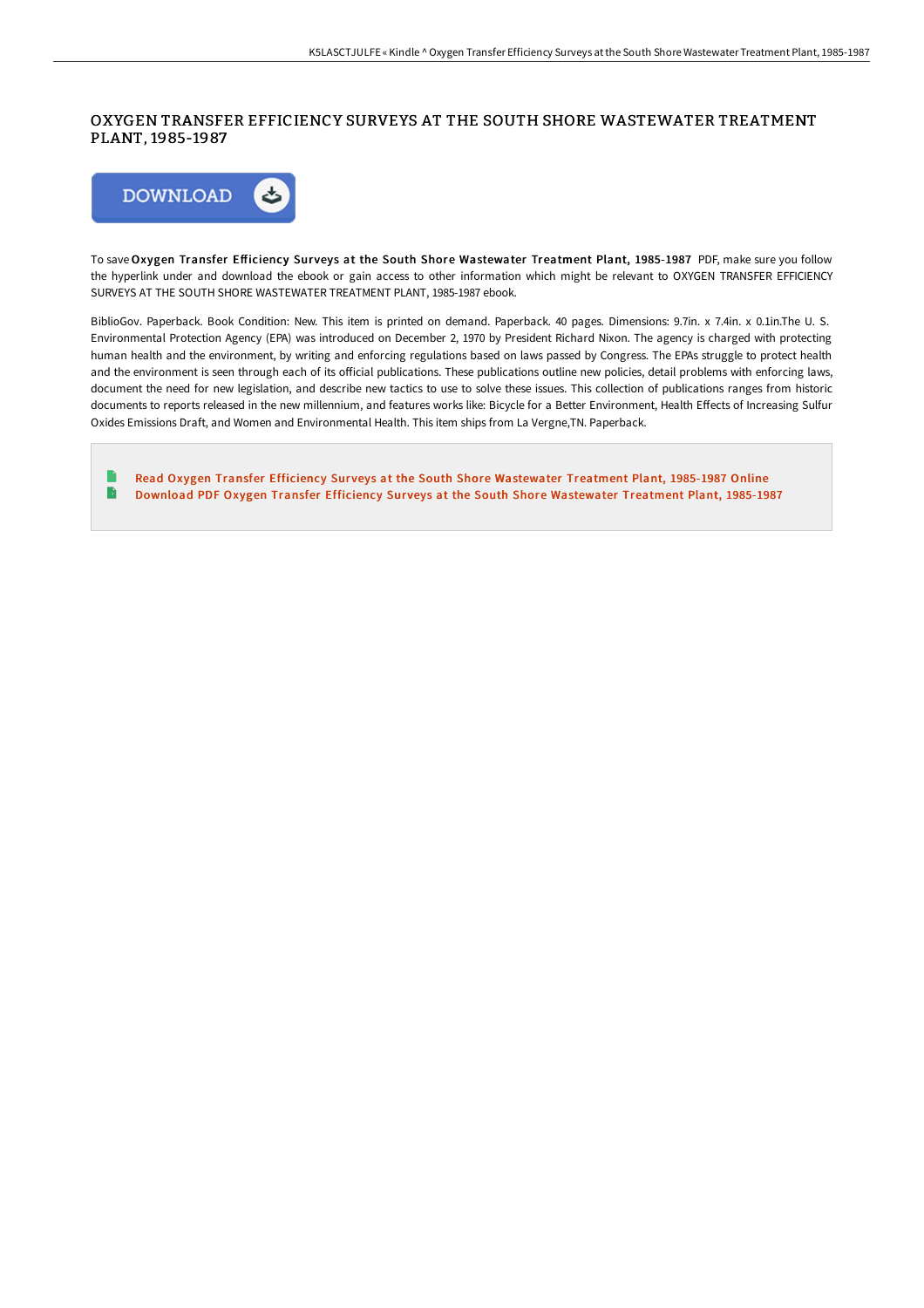# OXYGEN TRANSFER EFFICIENCY SURVEYS AT THE SOUTH SHORE WASTEWATER TREATMENT PLANT, 1985-1987

To save **Oxygen Transfer Efficiency Surveys at the South Shore Wastewater Treatment Plant, 1985-1987** PDF, make sure you follow the hyperlink under and download the ebook or gain access to other information which might be relevant to OXYGEN TRANSFER EFFICIENCY SURVEYS AT THE SOUTH SHORE WASTEWATER TREATMENT PLANT, 1985-1987 ebook.

BiblioGov. Paperback. Book Condition: New. This item is printed on demand. Paperback. 40 pages. Dimensions: 9.7in. x 7.4in. x 0.1in.The U. S. Environmental Protection Agency (EPA) was introduced on December 2, 1970 by President Richard Nixon. The agency is charged with protecting human health and the environment, by writing and enforcing regulations based on laws passed by Congress. The EPAs struggle to protect health and the environment is seen through each of its official publications. These publications outline new policies, detail problems with enforcing laws, document the need for new legislation, and describe new tactics to use to solve these issues. This collection of publications ranges from historic documents to reports released in the new millennium, and features works like: Bicycle for a Better Environment, Health Effects of Increasing Sulfur Oxides Emissions Draft, and Women and Environmental Health. This item ships from La Vergne,TN. Paperback.

- Read Oxygen Transfer Efficiency Surveys at the South Shore Wastewater Treatment Plant, 1985-1987 Online
- Download PDF Oxygen Transfer Efficiency Surveys at the South Shore Wastewater Treatment Plant, 1985-1987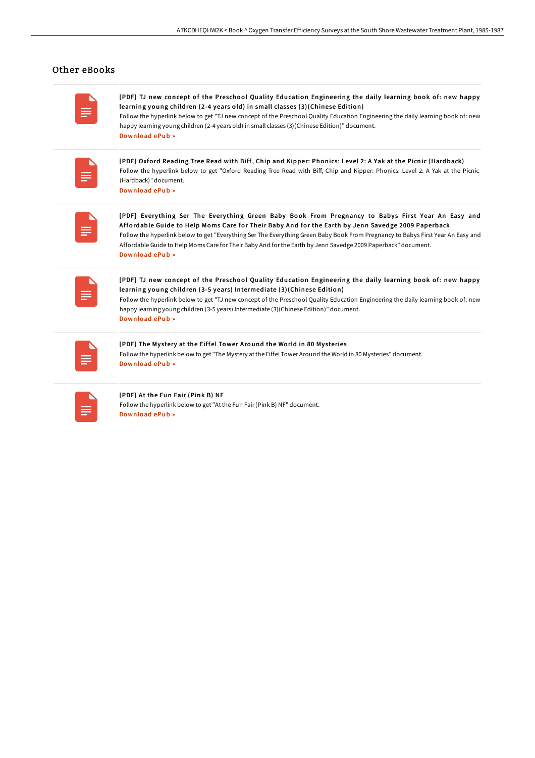## Other eBooks

**[PDF] TJ new concept of the Preschool Quality Education Engineering the daily learning book of: new happy learning young children (2-4 years old) in small classes (3)(Chinese Edition)**

Follow the hyperlink below to get "TJ new concept of the Preschool Quality Education Engineering the daily learning book of: new happy learning young children (2-4 years old) in small classes (3)(Chinese Edition)" document.

Download ePub »

**[PDF] Oxford Reading Tree Read with Biff, Chip and Kipper: Phonics: Level 2: A Yak at the Picnic (Hardback)**

Follow the hyperlink below to get "Oxford Reading Tree Read with Biff, Chip and Kipper: Phonics: Level 2: A Yak at the Picnic (Hardback)" document.

Download ePub »

**[PDF] Everything Ser The Everything Green Baby Book From Pregnancy to Babys First Year An Easy and Affordable Guide to Help Moms Care for Their Baby And for the Earth by Jenn Savedge 2009 Paperback**

Follow the hyperlink below to get "Everything Ser The Everything Green Baby Book From Pregnancy to Babys First Year An Easy and Affordable Guide to Help Moms Care for Their Baby And for the Earth by Jenn Savedge 2009 Paperback" document.

Download ePub »

**[PDF] TJ new concept of the Preschool Quality Education Engineering the daily learning book of: new happy learning young children (3-5 years) Intermediate (3)(Chinese Edition)**

Follow the hyperlink below to get "TJ new concept of the Preschool Quality Education Engineering the daily learning book of: new happy learning young children (3-5 years) Intermediate (3)(Chinese Edition)" document.

Download ePub »

**[PDF] The Mystery at the Eiffel Tower Around the World in 80 Mysteries**

Follow the hyperlink below to get "The Mystery at the Eiffel Tower Around the World in 80 Mysteries" document.

Download ePub »

**[PDF] At the Fun Fair (Pink B) NF**

Follow the hyperlink below to get "At the Fun Fair (Pink B) NF" document.

Download ePub »